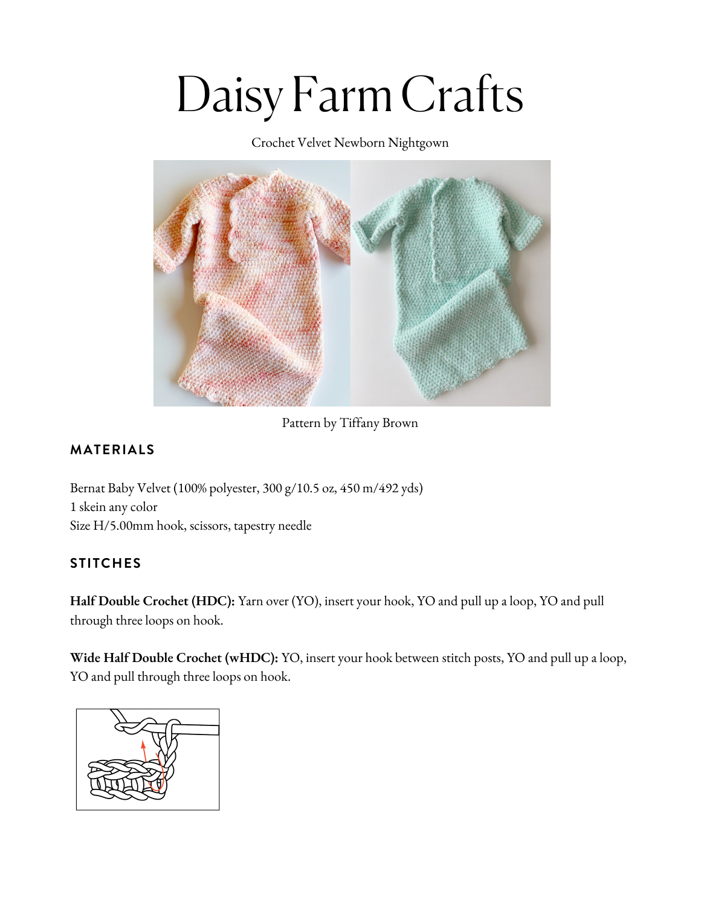# Daisy Farm Crafts

Crochet Velvet Newborn Nightgown

Pattern by Tiffany Brown

## MATERIALS

Bernat Baby Velvet (100% polyester, 300 g/10.5 oz, 450 m/492 yds)
1 skein any color
Size H/5.00mm hook, scissors, tapestry needle

## STITCHES

**Half Double Crochet (HDC):** Yarn over (YO), insert your hook, YO and pull up a loop, YO and pull through three loops on hook.

**Wide Half Double Crochet (wHDC):** YO, insert your hook between stitch posts, YO and pull up a loop, YO and pull through three loops on hook.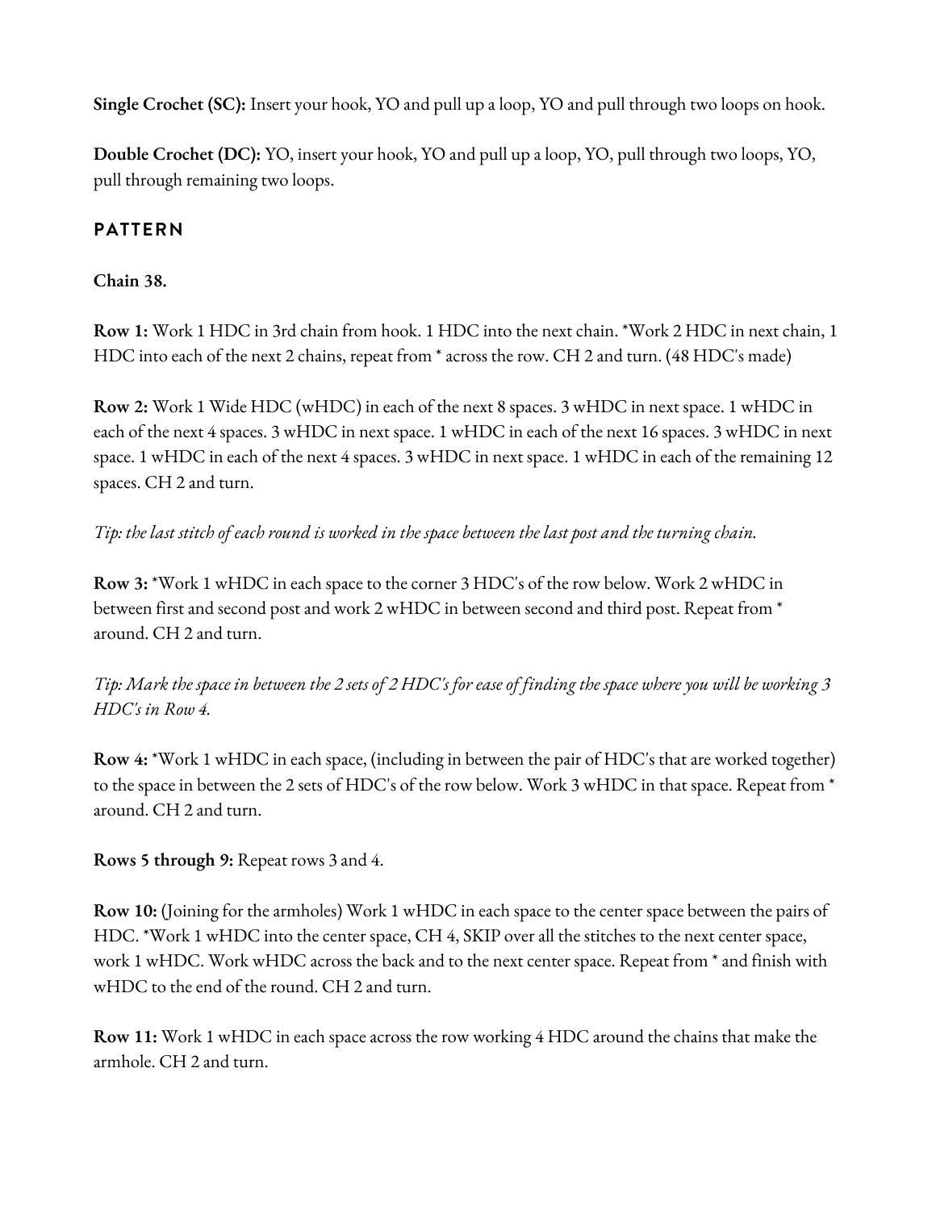**Single Crochet (SC):** Insert your hook, YO and pull up a loop, YO and pull through two loops on hook.

**Double Crochet (DC):** YO, insert your hook, YO and pull up a loop, YO, pull through two loops, YO, pull through remaining two loops.

## PATTERN

**Chain 38.**

**Row 1:** Work 1 HDC in 3rd chain from hook. 1 HDC into the next chain. *Work 2 HDC in next chain, 1 HDC into each of the next 2 chains, repeat from * across the row. CH 2 and turn. (48 HDC's made)

**Row 2:** Work 1 Wide HDC (wHDC) in each of the next 8 spaces. 3 wHDC in next space. 1 wHDC in each of the next 4 spaces. 3 wHDC in next space. 1 wHDC in each of the next 16 spaces. 3 wHDC in next space. 1 wHDC in each of the next 4 spaces. 3 wHDC in next space. 1 wHDC in each of the remaining 12 spaces. CH 2 and turn.

*Tip: the last stitch of each round is worked in the space between the last post and the turning chain.*

**Row 3:** *Work 1 wHDC in each space to the corner 3 HDC's of the row below. Work 2 wHDC in between first and second post and work 2 wHDC in between second and third post. Repeat from * around. CH 2 and turn.

*Tip: Mark the space in between the 2 sets of 2 HDC's for ease of finding the space where you will be working 3 HDC's in Row 4.*

**Row 4:** *Work 1 wHDC in each space, (including in between the pair of HDC's that are worked together) to the space in between the 2 sets of HDC's of the row below. Work 3 wHDC in that space. Repeat from * around. CH 2 and turn.

**Rows 5 through 9:** Repeat rows 3 and 4.

**Row 10:** (Joining for the armholes) Work 1 wHDC in each space to the center space between the pairs of HDC. *Work 1 wHDC into the center space, CH 4, SKIP over all the stitches to the next center space, work 1 wHDC. Work wHDC across the back and to the next center space. Repeat from * and finish with wHDC to the end of the round. CH 2 and turn.

**Row 11:** Work 1 wHDC in each space across the row working 4 HDC around the chains that make the armhole. CH 2 and turn.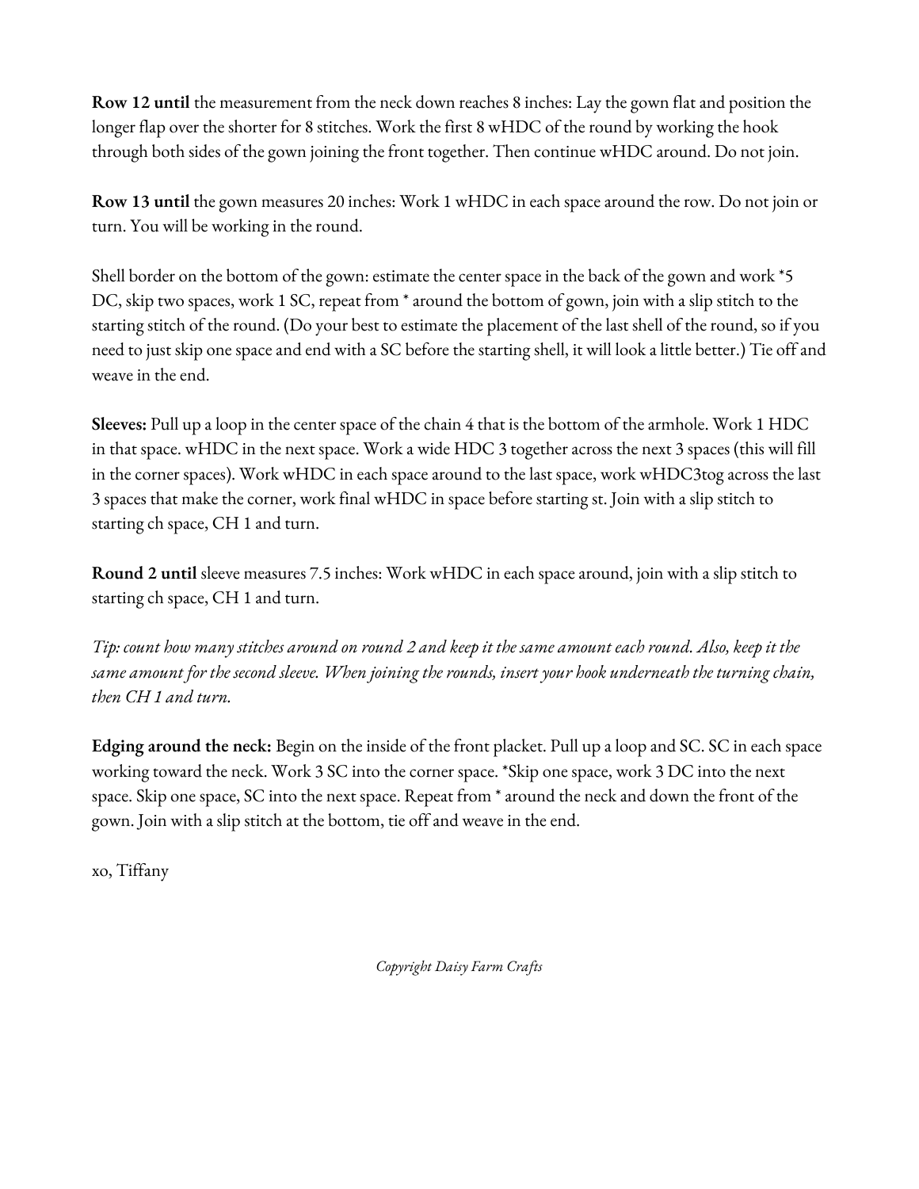**Row 12 until** the measurement from the neck down reaches 8 inches: Lay the gown flat and position the longer flap over the shorter for 8 stitches. Work the first 8 wHDC of the round by working the hook through both sides of the gown joining the front together. Then continue wHDC around. Do not join.

**Row 13 until** the gown measures 20 inches: Work 1 wHDC in each space around the row. Do not join or turn. You will be working in the round.

Shell border on the bottom of the gown: estimate the center space in the back of the gown and work *5 DC, skip two spaces, work 1 SC, repeat from * around the bottom of gown, join with a slip stitch to the starting stitch of the round. (Do your best to estimate the placement of the last shell of the round, so if you need to just skip one space and end with a SC before the starting shell, it will look a little better.) Tie off and weave in the end.

**Sleeves:** Pull up a loop in the center space of the chain 4 that is the bottom of the armhole. Work 1 HDC in that space. wHDC in the next space. Work a wide HDC 3 together across the next 3 spaces (this will fill in the corner spaces). Work wHDC in each space around to the last space, work wHDC3tog across the last 3 spaces that make the corner, work final wHDC in space before starting st. Join with a slip stitch to starting ch space, CH 1 and turn.

**Round 2 until** sleeve measures 7.5 inches: Work wHDC in each space around, join with a slip stitch to starting ch space, CH 1 and turn.

*Tip: count how many stitches around on round 2 and keep it the same amount each round. Also, keep it the same amount for the second sleeve. When joining the rounds, insert your hook underneath the turning chain, then CH 1 and turn.*

**Edging around the neck:** Begin on the inside of the front placket. Pull up a loop and SC. SC in each space working toward the neck. Work 3 SC into the corner space. *Skip one space, work 3 DC into the next space. Skip one space, SC into the next space. Repeat from * around the neck and down the front of the gown. Join with a slip stitch at the bottom, tie off and weave in the end.

xo, Tiffany

*Copyright Daisy Farm Crafts*